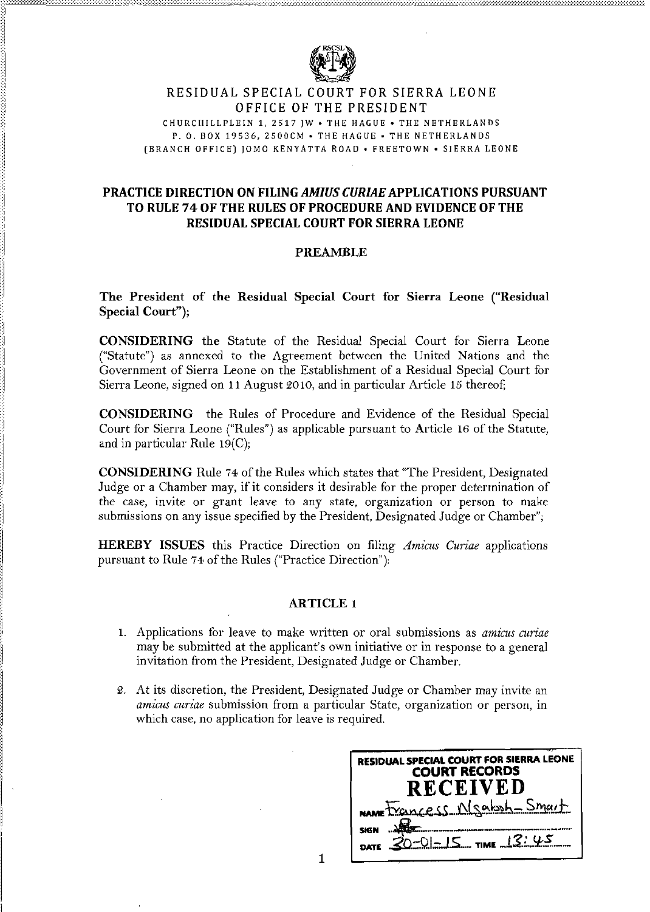# RESIDUAL SPECIAL COURT FOR SIERRA LEONE

## OFFICE OF THE PRESIDENT

CHURCHILLPLEIN 1, 2517 JW • THE HAGUE • THE NETHERLANDS
P. O. BOX 19536, 2500CM • THE HAGUE • THE NETHERLANDS
(BRANCH OFFICE) JOMO KENYATTA ROAD • FREETOWN • SIERRA LEONE

## PRACTICE DIRECTION ON FILING *AMIUS CURIAE* APPLICATIONS PURSUANT TO RULE 74 OF THE RULES OF PROCEDURE AND EVIDENCE OF THE RESIDUAL SPECIAL COURT FOR SIERRA LEONE

### PREAMBLE

**The President of the Residual Special Court for Sierra Leone ("Residual Special Court");**

**CONSIDERING** the Statute of the Residual Special Court for Sierra Leone ("Statute") as annexed to the Agreement between the United Nations and the Government of Sierra Leone on the Establishment of a Residual Special Court for Sierra Leone, signed on 11 August 2010, and in particular Article 15 thereof;

**CONSIDERING** the Rules of Procedure and Evidence of the Residual Special Court for Sierra Leone ("Rules") as applicable pursuant to Article 16 of the Statute, and in particular Rule 19(C);

**CONSIDERING** Rule 74 of the Rules which states that "The President, Designated Judge or a Chamber may, if it considers it desirable for the proper determination of the case, invite or grant leave to any state, organization or person to make submissions on any issue specified by the President, Designated Judge or Chamber";

**HEREBY ISSUES** this Practice Direction on filing *Amicus Curiae* applications pursuant to Rule 74 of the Rules ("Practice Direction"):

### ARTICLE 1

1. Applications for leave to make written or oral submissions as *amicus curiae* may be submitted at the applicant's own initiative or in response to a general invitation from the President, Designated Judge or Chamber.

2. At its discretion, the President, Designated Judge or Chamber may invite an *amicus curiae* submission from a particular State, organization or person, in which case, no application for leave is required.

RESIDUAL SPECIAL COURT FOR SIERRA LEONE
COURT RECORDS
RECEIVED
NAME Francess Nsabah-Smart
SIGN
DATE 30-01-15 TIME 13:45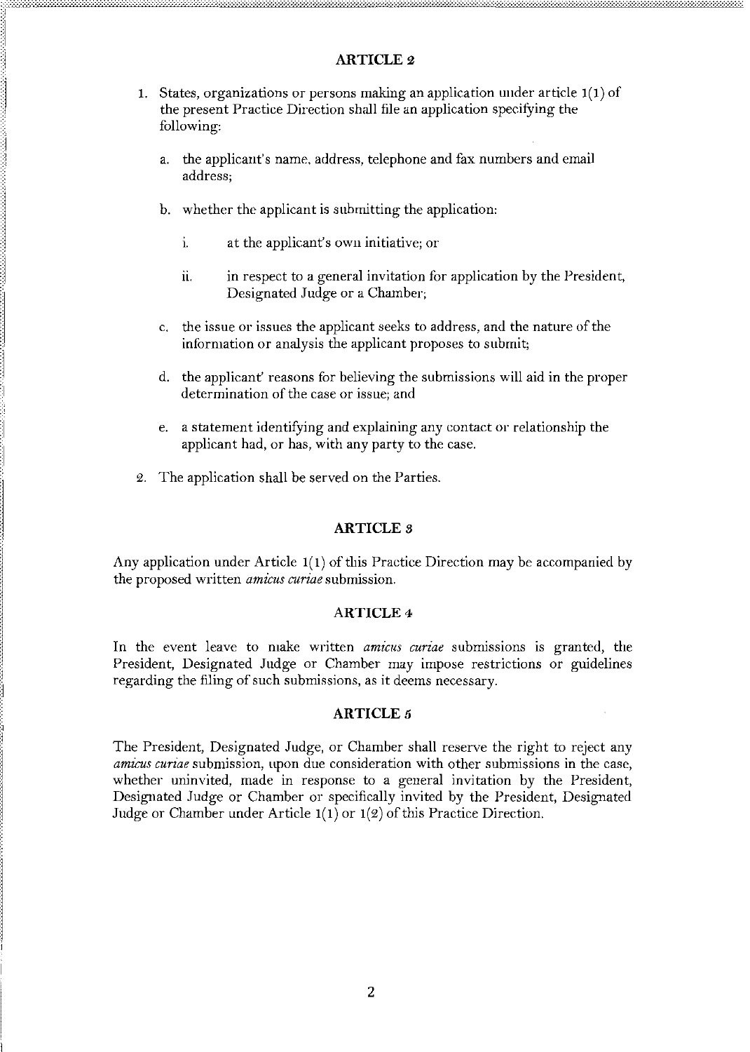## ARTICLE 2

1. States, organizations or persons making an application under article 1(1) of the present Practice Direction shall file an application specifying the following:

   a. the applicant's name, address, telephone and fax numbers and email address;

   b. whether the applicant is submitting the application:

      i. at the applicant's own initiative; or

      ii. in respect to a general invitation for application by the President, Designated Judge or a Chamber;

   c. the issue or issues the applicant seeks to address, and the nature of the information or analysis the applicant proposes to submit;

   d. the applicant' reasons for believing the submissions will aid in the proper determination of the case or issue; and

   e. a statement identifying and explaining any contact or relationship the applicant had, or has, with any party to the case.

2. The application shall be served on the Parties.

## ARTICLE 3

Any application under Article 1(1) of this Practice Direction may be accompanied by the proposed written *amicus curiae* submission.

## ARTICLE 4

In the event leave to make written *amicus curiae* submissions is granted, the President, Designated Judge or Chamber may impose restrictions or guidelines regarding the filing of such submissions, as it deems necessary.

## ARTICLE 5

The President, Designated Judge, or Chamber shall reserve the right to reject any *amicus curiae* submission, upon due consideration with other submissions in the case, whether uninvited, made in response to a general invitation by the President, Designated Judge or Chamber or specifically invited by the President, Designated Judge or Chamber under Article 1(1) or 1(2) of this Practice Direction.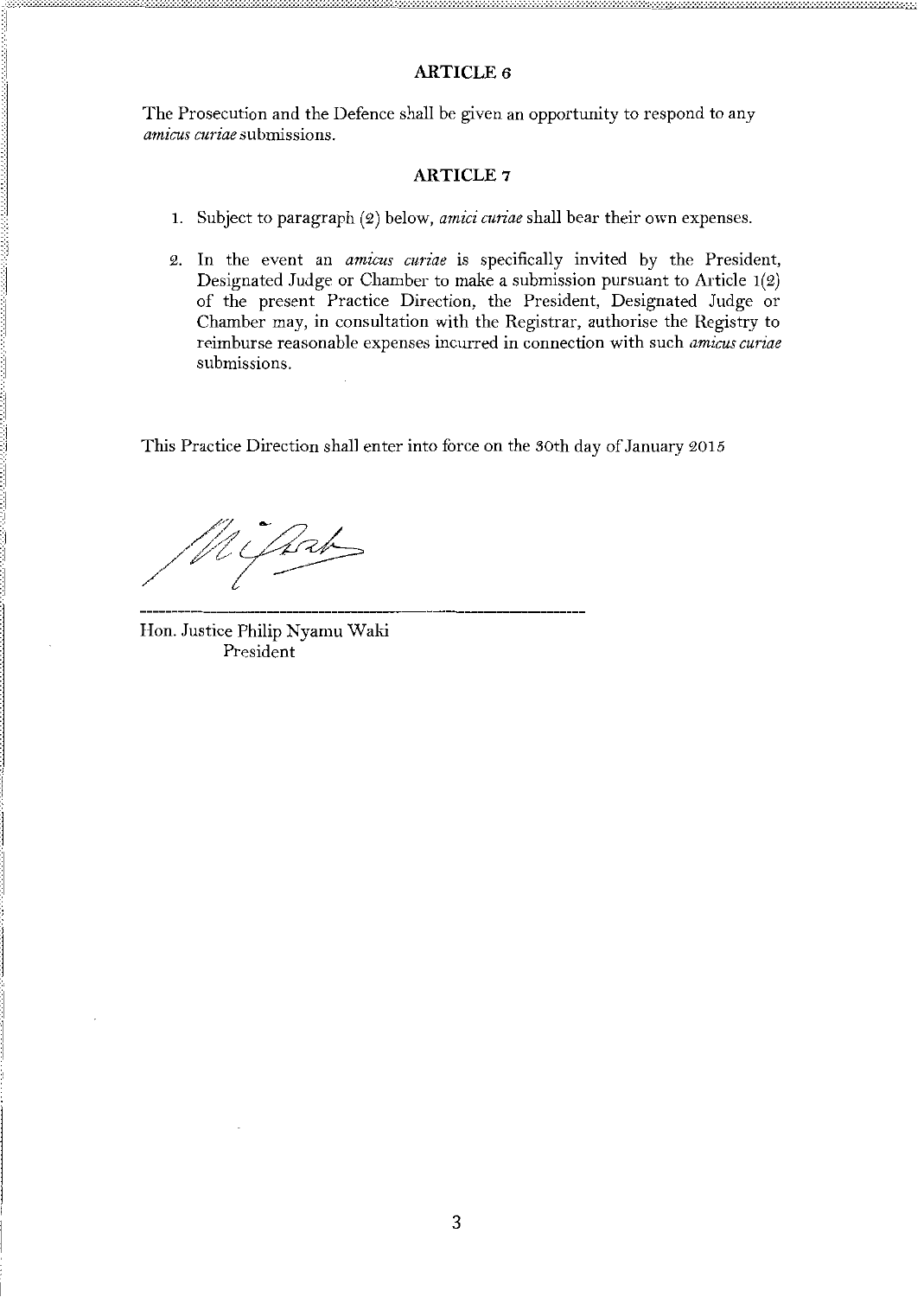## ARTICLE 6

The Prosecution and the Defence shall be given an opportunity to respond to any *amicus curiae* submissions.

## ARTICLE 7

1. Subject to paragraph (2) below, *amici curiae* shall bear their own expenses.

2. In the event an *amicus curiae* is specifically invited by the President, Designated Judge or Chamber to make a submission pursuant to Article 1(2) of the present Practice Direction, the President, Designated Judge or Chamber may, in consultation with the Registrar, authorise the Registry to reimburse reasonable expenses incurred in connection with such *amicus curiae* submissions.

This Practice Direction shall enter into force on the 30th day of January 2015

---

Hon. Justice Philip Nyamu Waki
President